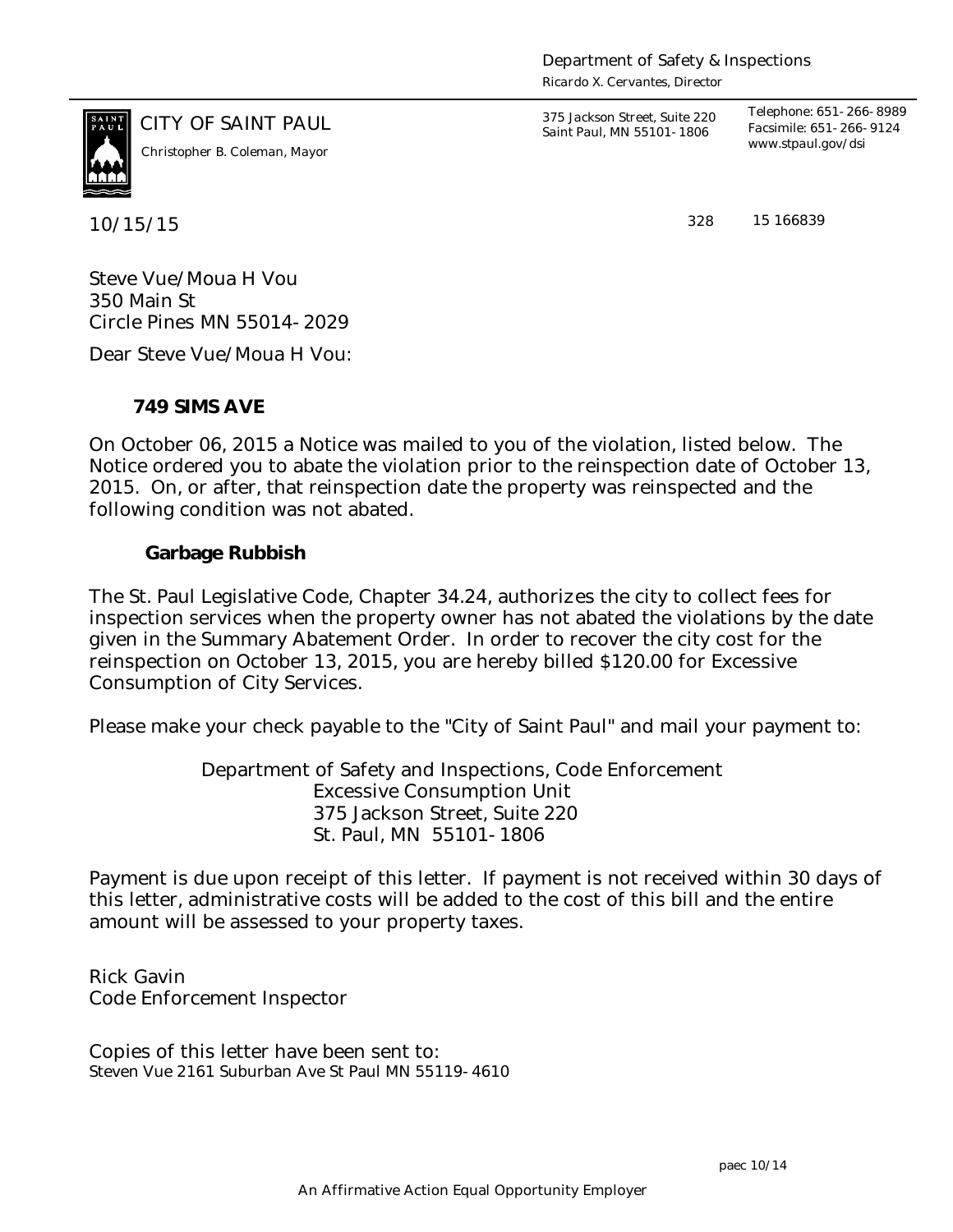Department of Safety & Inspections
*Ricardo X. Cervantes, Director*

CITY OF SAINT PAUL
*Christopher B. Coleman, Mayor*

375 Jackson Street, Suite 220
Saint Paul, MN 55101-1806

Telephone: 651-266-8989
Facsimile: 651-266-9124
www.stpaul.gov/dsi

10/15/15

328 15 166839

Steve Vue/Moua H Vou
350 Main St
Circle Pines MN 55014-2029

Dear Steve Vue/Moua H Vou:

**749 SIMS AVE**

On October 06, 2015 a Notice was mailed to you of the violation, listed below. The Notice ordered you to abate the violation prior to the reinspection date of October 13, 2015. On, or after, that reinspection date the property was reinspected and the following condition was not abated.

**Garbage Rubbish**

The St. Paul Legislative Code, Chapter 34.24, authorizes the city to collect fees for inspection services when the property owner has not abated the violations by the date given in the Summary Abatement Order. In order to recover the city cost for the reinspection on October 13, 2015, you are hereby billed $120.00 for Excessive Consumption of City Services.

Please make your check payable to the "City of Saint Paul" and mail your payment to:

Department of Safety and Inspections, Code Enforcement
Excessive Consumption Unit
375 Jackson Street, Suite 220
St. Paul, MN 55101-1806

Payment is due upon receipt of this letter. If payment is not received within 30 days of this letter, administrative costs will be added to the cost of this bill and the entire amount will be assessed to your property taxes.

Rick Gavin
Code Enforcement Inspector

Copies of this letter have been sent to:
Steven Vue 2161 Suburban Ave St Paul MN 55119-4610

paec 10/14

An Affirmative Action Equal Opportunity Employer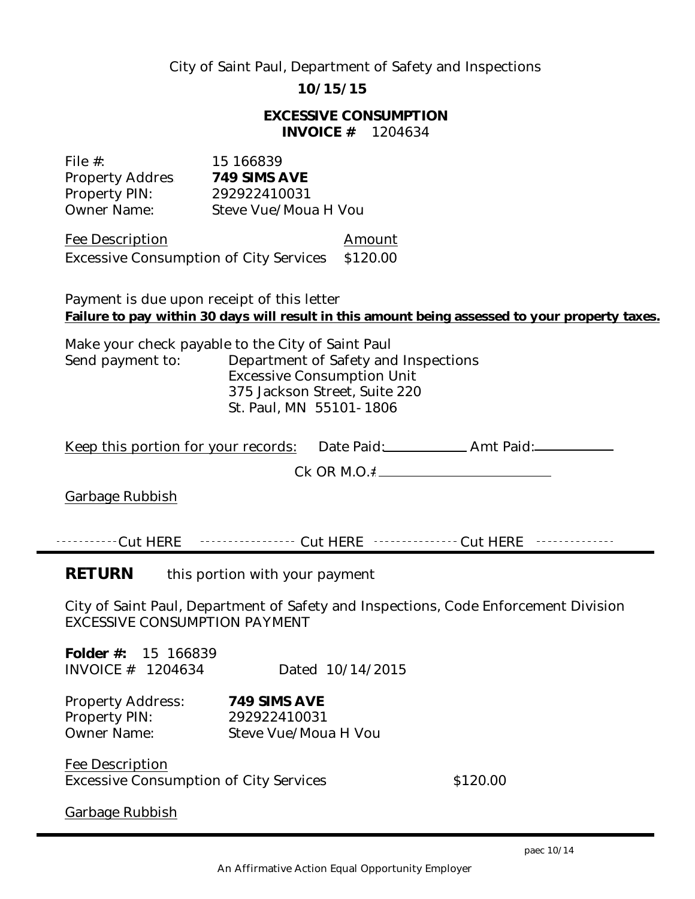City of Saint Paul, Department of Safety and Inspections

**10/15/15**

**EXCESSIVE CONSUMPTION**
**INVOICE #** 1204634

File #: 15 166839
Property Addres **749 SIMS AVE**
Property PIN: 292922410031
Owner Name: Steve Vue/Moua H Vou

| Fee Description | Amount |
| --- | --- |
| Excessive Consumption of City Services | $120.00 |

Payment is due upon receipt of this letter
**Failure to pay within 30 days will result in this amount being assessed to your property taxes.**

Make your check payable to the City of Saint Paul
Send payment to: Department of Safety and Inspections
Excessive Consumption Unit
375 Jackson Street, Suite 220
St. Paul, MN 55101-1806

Keep this portion for your records: Date Paid:\_\_\_\_\_\_\_\_\_\_ Amt Paid:\_\_\_\_\_\_\_\_\_\_

Ck OR M.O.#\_\_\_\_\_\_\_\_\_\_\_\_\_\_\_\_\_\_\_\_

Garbage Rubbish

-----------Cut HERE ---------------- Cut HERE -------------- Cut HERE -------------

**RETURN** this portion with your payment

City of Saint Paul, Department of Safety and Inspections, Code Enforcement Division
EXCESSIVE CONSUMPTION PAYMENT

**Folder #:** 15 166839
INVOICE # 1204634 Dated 10/14/2015

Property Address: **749 SIMS AVE**
Property PIN: 292922410031
Owner Name: Steve Vue/Moua H Vou

| Fee Description | |
| --- | --- |
| Excessive Consumption of City Services | $120.00 |

Garbage Rubbish

paec 10/14

An Affirmative Action Equal Opportunity Employer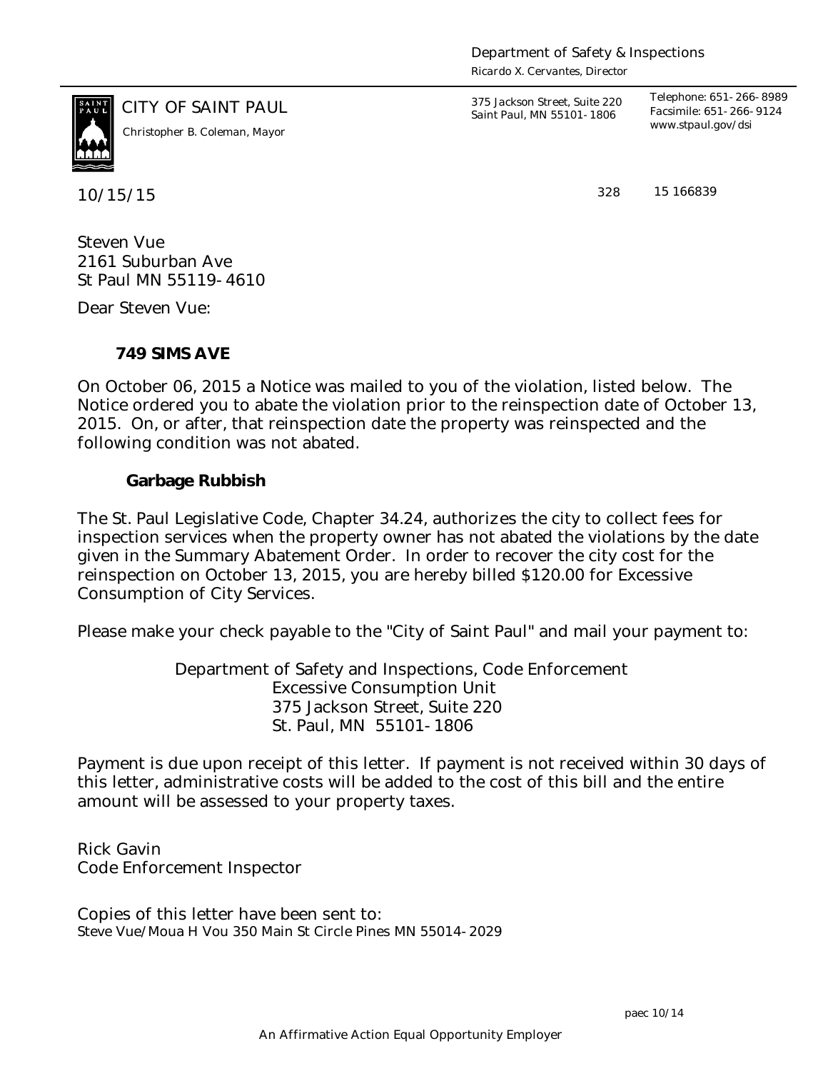Department of Safety & Inspections
Ricardo X. Cervantes, Director

CITY OF SAINT PAUL
Christopher B. Coleman, Mayor

375 Jackson Street, Suite 220
Saint Paul, MN 55101-1806

Telephone: 651-266-8989
Facsimile: 651-266-9124
www.stpaul.gov/dsi

10/15/15

328 15 166839

Steven Vue
2161 Suburban Ave
St Paul MN 55119-4610

Dear Steven Vue:

**749 SIMS AVE**

On October 06, 2015 a Notice was mailed to you of the violation, listed below. The Notice ordered you to abate the violation prior to the reinspection date of October 13, 2015. On, or after, that reinspection date the property was reinspected and the following condition was not abated.

**Garbage Rubbish**

The St. Paul Legislative Code, Chapter 34.24, authorizes the city to collect fees for inspection services when the property owner has not abated the violations by the date given in the Summary Abatement Order. In order to recover the city cost for the reinspection on October 13, 2015, you are hereby billed $120.00 for Excessive Consumption of City Services.

Please make your check payable to the "City of Saint Paul" and mail your payment to:

Department of Safety and Inspections, Code Enforcement
Excessive Consumption Unit
375 Jackson Street, Suite 220
St. Paul, MN 55101-1806

Payment is due upon receipt of this letter. If payment is not received within 30 days of this letter, administrative costs will be added to the cost of this bill and the entire amount will be assessed to your property taxes.

Rick Gavin
Code Enforcement Inspector

Copies of this letter have been sent to:
Steve Vue/Moua H Vou 350 Main St Circle Pines MN 55014-2029

paec 10/14

An Affirmative Action Equal Opportunity Employer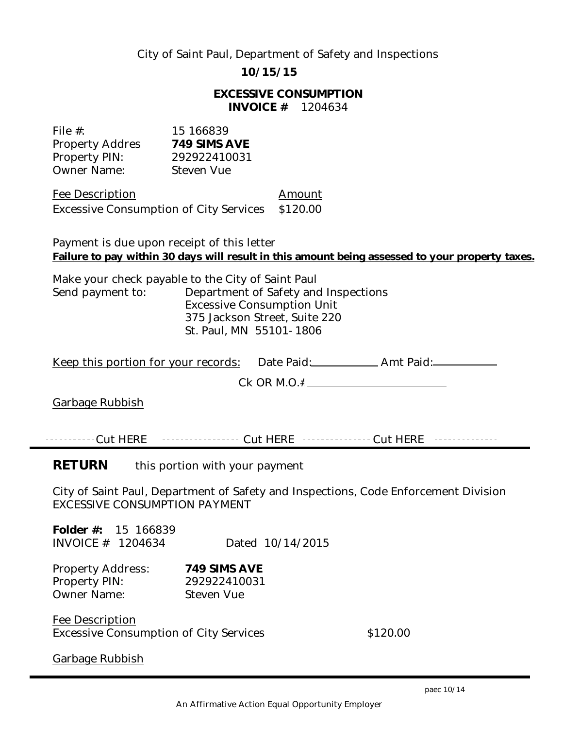City of Saint Paul, Department of Safety and Inspections

**10/15/15**

**EXCESSIVE CONSUMPTION**
**INVOICE #** 1204634

| | |
|---|---|
| File #: | 15 166839 |
| Property Addres | **749 SIMS AVE** |
| Property PIN: | 292922410031 |
| Owner Name: | Steven Vue |

| Fee Description | Amount |
|---|---|
| Excessive Consumption of City Services | $120.00 |

Payment is due upon receipt of this letter

**Failure to pay within 30 days will result in this amount being assessed to your property taxes.**

Make your check payable to the City of Saint Paul

Send payment to: Department of Safety and Inspections
Excessive Consumption Unit
375 Jackson Street, Suite 220
St. Paul, MN 55101-1806

Keep this portion for your records: Date Paid:\_\_\_\_\_\_\_\_\_\_ Amt Paid:\_\_\_\_\_\_\_\_\_\_

Ck OR M.O.#\_\_\_\_\_\_\_\_\_\_\_\_\_\_\_\_\_\_\_\_

Garbage Rubbish

-----------Cut HERE ---------------- Cut HERE -------------- Cut HERE -------------

**RETURN** this portion with your payment

City of Saint Paul, Department of Safety and Inspections, Code Enforcement Division
EXCESSIVE CONSUMPTION PAYMENT

**Folder #:** 15 166839
INVOICE # 1204634 Dated 10/14/2015

| | |
|---|---|
| Property Address: | **749 SIMS AVE** |
| Property PIN: | 292922410031 |
| Owner Name: | Steven Vue |

| Fee Description | |
|---|---|
| Excessive Consumption of City Services | $120.00 |

Garbage Rubbish

paec 10/14

An Affirmative Action Equal Opportunity Employer